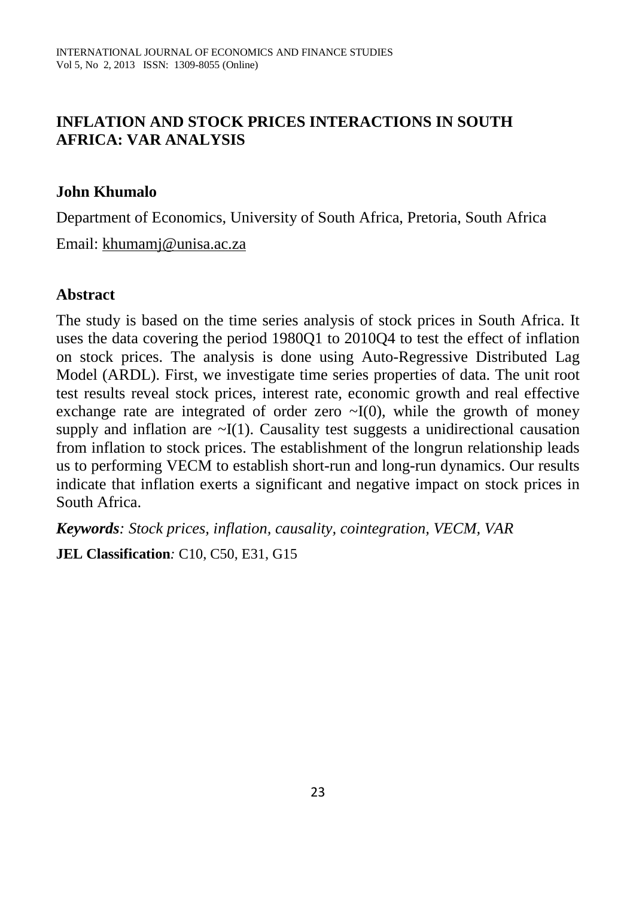# INFLATION AND STOCK PRICES INTERACTIONS IN SOUTH AFRICA: VAR ANALYSIS

**John Khumalo**

Department of Economics, University of South Africa, Pretoria, South Africa

Email: khumamj@unisa.ac.za

## Abstract

The study is based on the time series analysis of stock prices in South Africa. It uses the data covering the period 1980Q1 to 2010Q4 to test the effect of inflation on stock prices. The analysis is done using Auto-Regressive Distributed Lag Model (ARDL). First, we investigate time series properties of data. The unit root test results reveal stock prices, interest rate, economic growth and real effective exchange rate are integrated of order zero $\sim I(0)$, while the growth of money supply and inflation are $\sim I(1)$. Causality test suggests a unidirectional causation from inflation to stock prices. The establishment of the longrun relationship leads us to performing VECM to establish short-run and long-run dynamics. Our results indicate that inflation exerts a significant and negative impact on stock prices in South Africa.

***Keywords**: Stock prices, inflation, causality, cointegration, VECM, VAR*

**JEL Classification**: C10, C50, E31, G15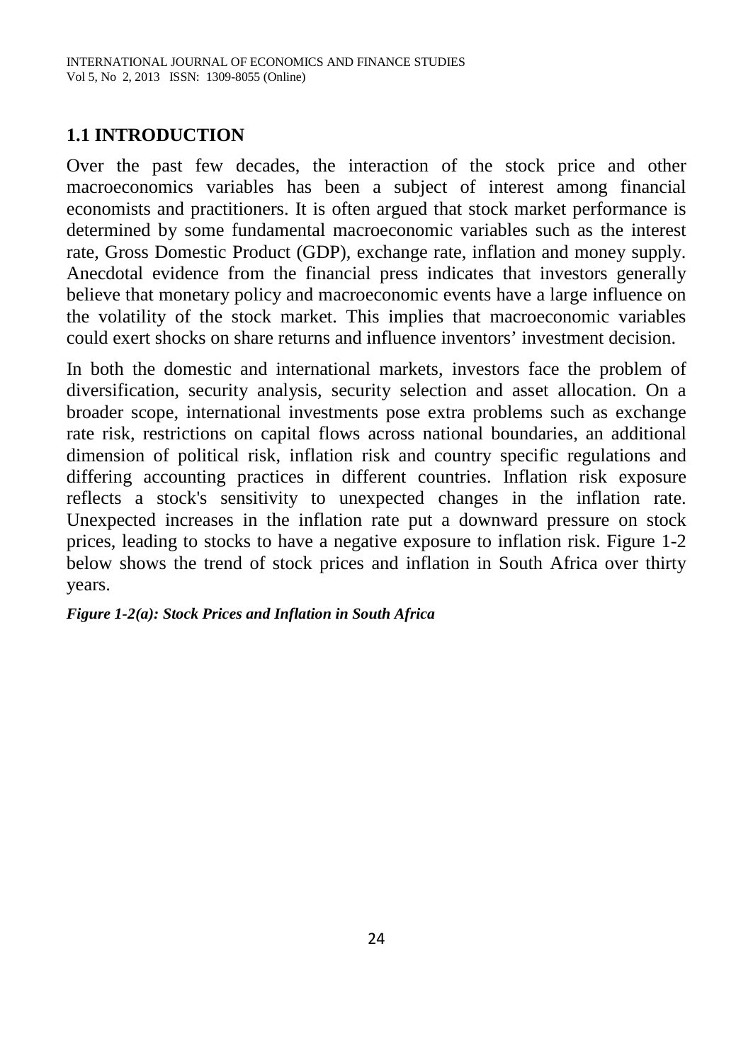## 1.1 INTRODUCTION

Over the past few decades, the interaction of the stock price and other macroeconomics variables has been a subject of interest among financial economists and practitioners. It is often argued that stock market performance is determined by some fundamental macroeconomic variables such as the interest rate, Gross Domestic Product (GDP), exchange rate, inflation and money supply. Anecdotal evidence from the financial press indicates that investors generally believe that monetary policy and macroeconomic events have a large influence on the volatility of the stock market. This implies that macroeconomic variables could exert shocks on share returns and influence inventors' investment decision.

In both the domestic and international markets, investors face the problem of diversification, security analysis, security selection and asset allocation. On a broader scope, international investments pose extra problems such as exchange rate risk, restrictions on capital flows across national boundaries, an additional dimension of political risk, inflation risk and country specific regulations and differing accounting practices in different countries. Inflation risk exposure reflects a stock's sensitivity to unexpected changes in the inflation rate. Unexpected increases in the inflation rate put a downward pressure on stock prices, leading to stocks to have a negative exposure to inflation risk. Figure 1-2 below shows the trend of stock prices and inflation in South Africa over thirty years.

***Figure 1-2(a): Stock Prices and Inflation in South Africa***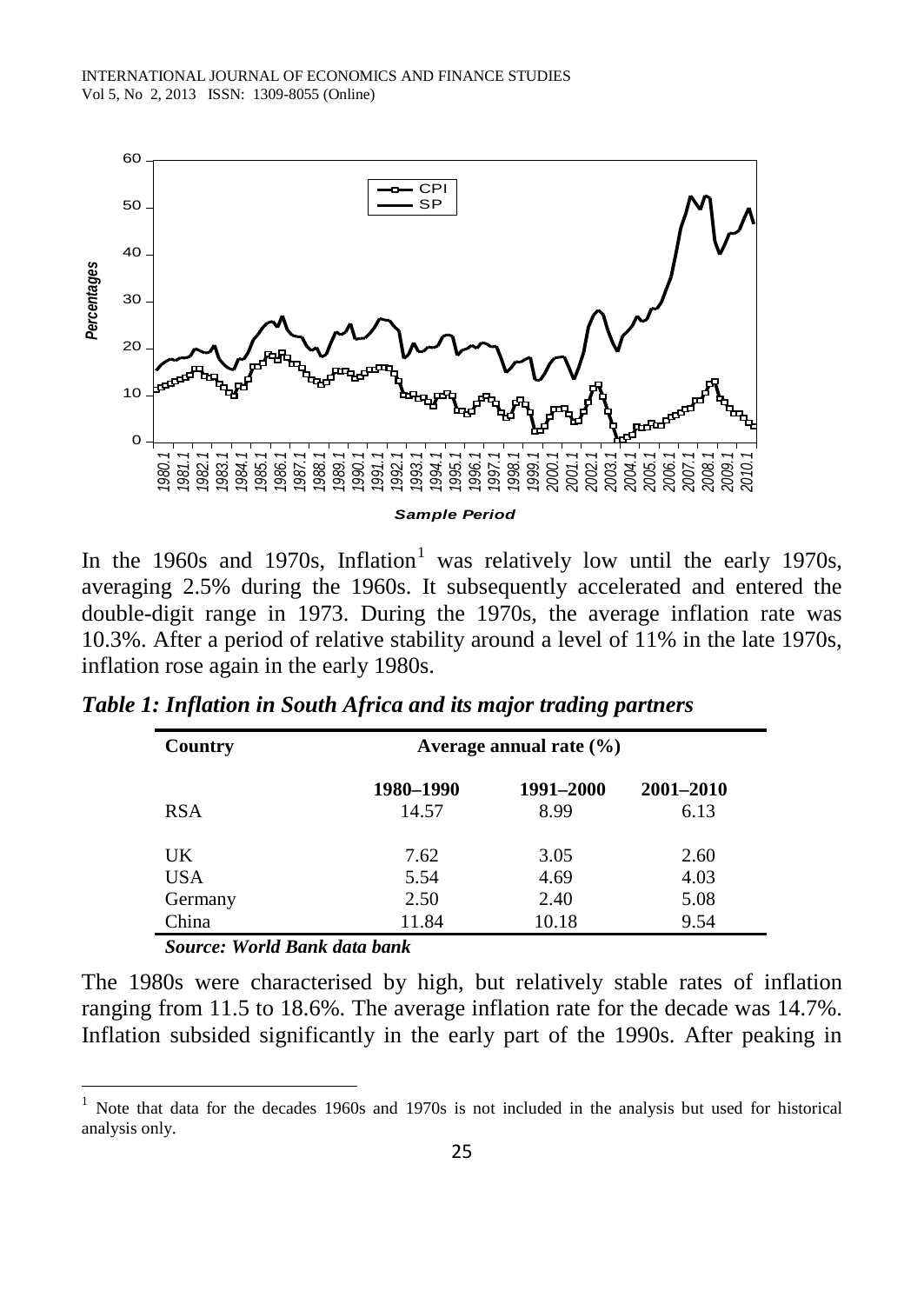In the 1960s and 1970s, Inflation[1] was relatively low until the early 1970s, averaging 2.5% during the 1960s. It subsequently accelerated and entered the double-digit range in 1973. During the 1970s, the average inflation rate was 10.3%. After a period of relative stability around a level of 11% in the late 1970s, inflation rose again in the early 1980s.

***Table 1: Inflation in South Africa and its major trading partners***

| Country | Average annual rate (%) | | |
|---|---|---|---|
| | 1980–1990 | 1991–2000 | 2001–2010 |
| RSA | 14.57 | 8.99 | 6.13 |
| UK | 7.62 | 3.05 | 2.60 |
| USA | 5.54 | 4.69 | 4.03 |
| Germany | 2.50 | 2.40 | 5.08 |
| China | 11.84 | 10.18 | 9.54 |

***Source: World Bank data bank***

The 1980s were characterised by high, but relatively stable rates of inflation ranging from 11.5 to 18.6%. The average inflation rate for the decade was 14.7%. Inflation subsided significantly in the early part of the 1990s. After peaking in

[1] Note that data for the decades 1960s and 1970s is not included in the analysis but used for historical analysis only.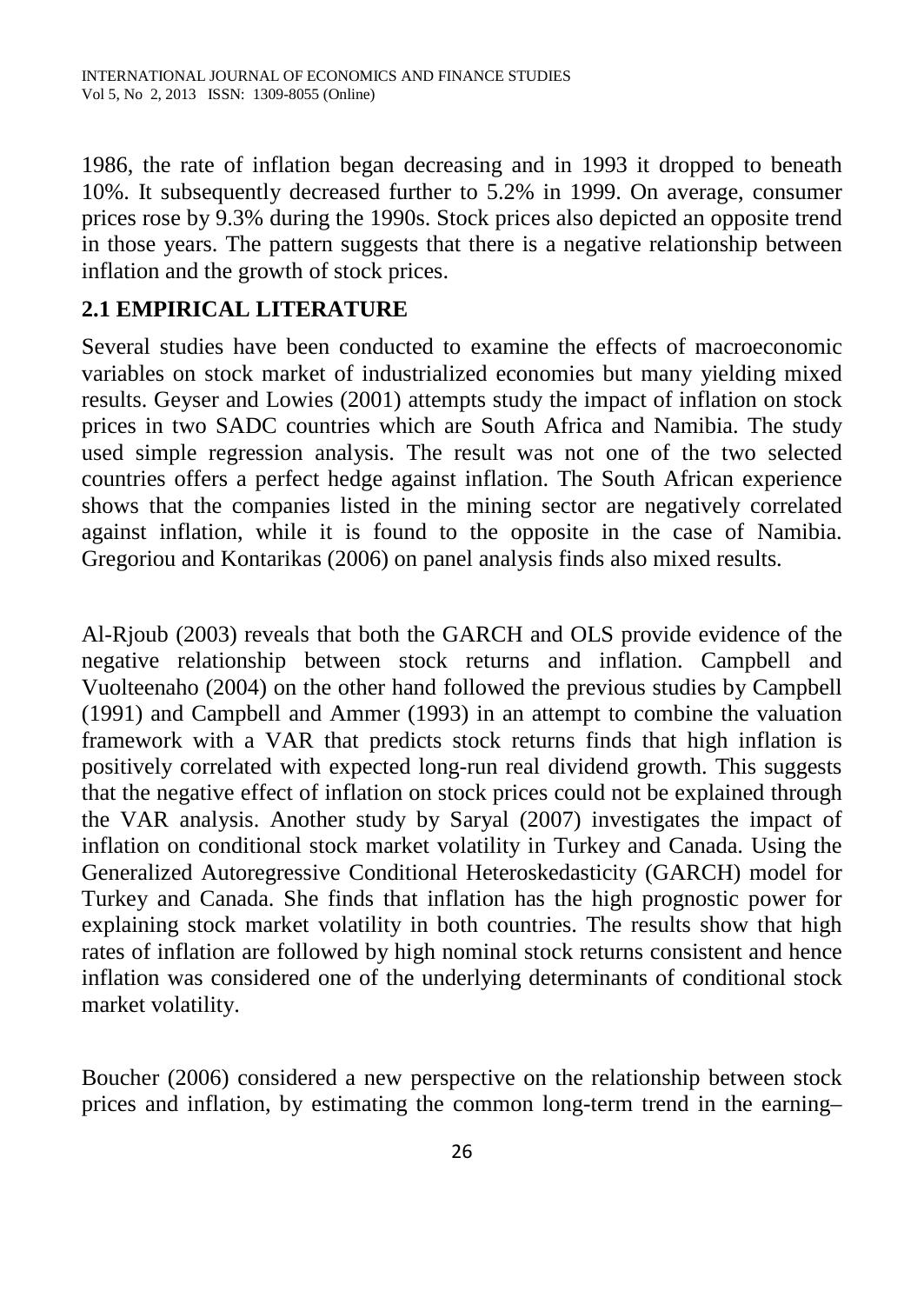1986, the rate of inflation began decreasing and in 1993 it dropped to beneath 10%. It subsequently decreased further to 5.2% in 1999. On average, consumer prices rose by 9.3% during the 1990s. Stock prices also depicted an opposite trend in those years. The pattern suggests that there is a negative relationship between inflation and the growth of stock prices.

## 2.1 EMPIRICAL LITERATURE

Several studies have been conducted to examine the effects of macroeconomic variables on stock market of industrialized economies but many yielding mixed results. Geyser and Lowies (2001) attempts study the impact of inflation on stock prices in two SADC countries which are South Africa and Namibia. The study used simple regression analysis. The result was not one of the two selected countries offers a perfect hedge against inflation. The South African experience shows that the companies listed in the mining sector are negatively correlated against inflation, while it is found to the opposite in the case of Namibia. Gregoriou and Kontarikas (2006) on panel analysis finds also mixed results.

Al-Rjoub (2003) reveals that both the GARCH and OLS provide evidence of the negative relationship between stock returns and inflation. Campbell and Vuolteenaho (2004) on the other hand followed the previous studies by Campbell (1991) and Campbell and Ammer (1993) in an attempt to combine the valuation framework with a VAR that predicts stock returns finds that high inflation is positively correlated with expected long-run real dividend growth. This suggests that the negative effect of inflation on stock prices could not be explained through the VAR analysis. Another study by Saryal (2007) investigates the impact of inflation on conditional stock market volatility in Turkey and Canada. Using the Generalized Autoregressive Conditional Heteroskedasticity (GARCH) model for Turkey and Canada. She finds that inflation has the high prognostic power for explaining stock market volatility in both countries. The results show that high rates of inflation are followed by high nominal stock returns consistent and hence inflation was considered one of the underlying determinants of conditional stock market volatility.

Boucher (2006) considered a new perspective on the relationship between stock prices and inflation, by estimating the common long-term trend in the earning–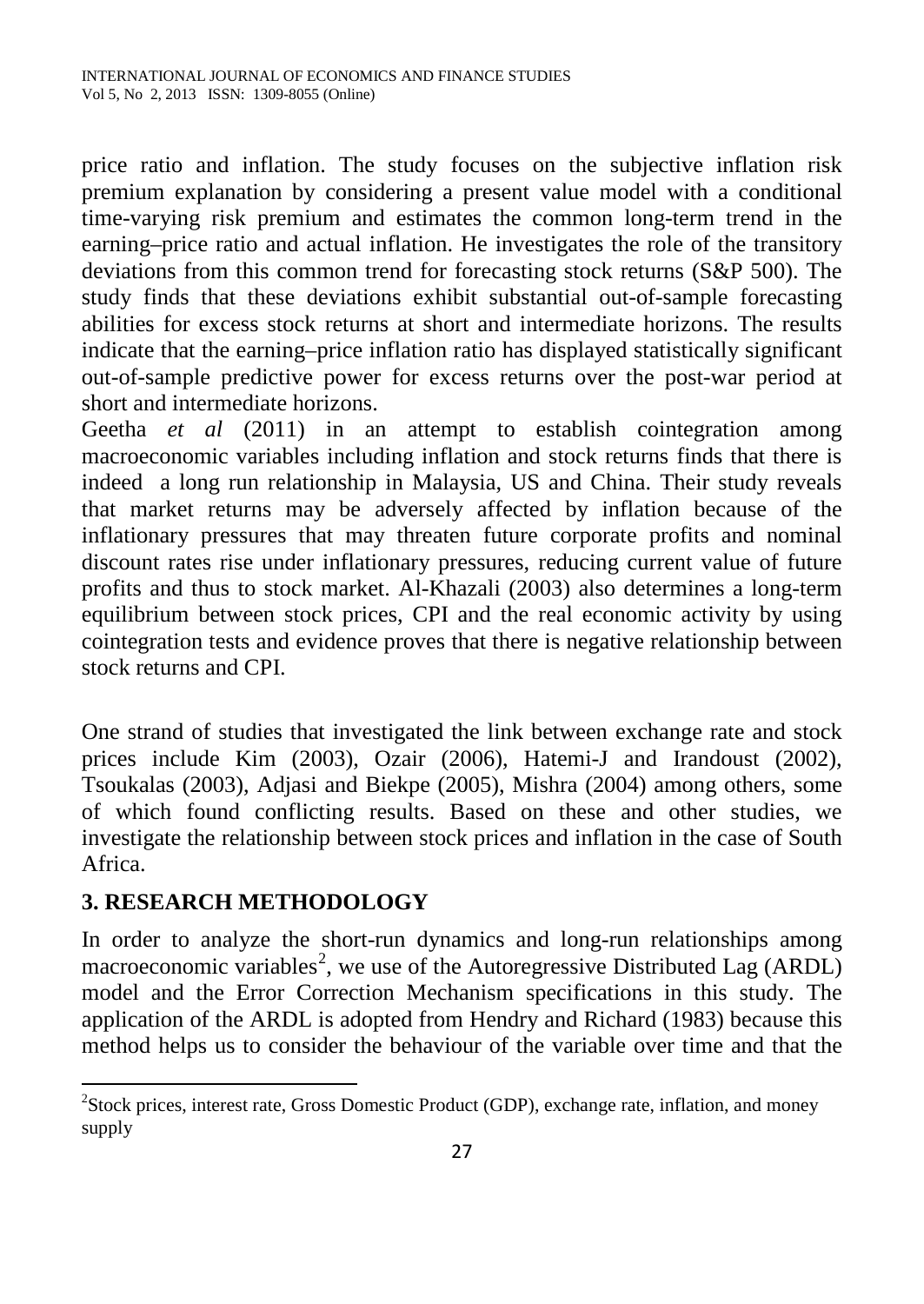price ratio and inflation. The study focuses on the subjective inflation risk premium explanation by considering a present value model with a conditional time-varying risk premium and estimates the common long-term trend in the earning–price ratio and actual inflation. He investigates the role of the transitory deviations from this common trend for forecasting stock returns (S&P 500). The study finds that these deviations exhibit substantial out-of-sample forecasting abilities for excess stock returns at short and intermediate horizons. The results indicate that the earning–price inflation ratio has displayed statistically significant out-of-sample predictive power for excess returns over the post-war period at short and intermediate horizons.

Geetha *et al* (2011) in an attempt to establish cointegration among macroeconomic variables including inflation and stock returns finds that there is indeed a long run relationship in Malaysia, US and China. Their study reveals that market returns may be adversely affected by inflation because of the inflationary pressures that may threaten future corporate profits and nominal discount rates rise under inflationary pressures, reducing current value of future profits and thus to stock market. Al-Khazali (2003) also determines a long-term equilibrium between stock prices, CPI and the real economic activity by using cointegration tests and evidence proves that there is negative relationship between stock returns and CPI.

One strand of studies that investigated the link between exchange rate and stock prices include Kim (2003), Ozair (2006), Hatemi-J and Irandoust (2002), Tsoukalas (2003), Adjasi and Biekpe (2005), Mishra (2004) among others, some of which found conflicting results. Based on these and other studies, we investigate the relationship between stock prices and inflation in the case of South Africa.

## 3. RESEARCH METHODOLOGY

In order to analyze the short-run dynamics and long-run relationships among macroeconomic variables[2], we use of the Autoregressive Distributed Lag (ARDL) model and the Error Correction Mechanism specifications in this study. The application of the ARDL is adopted from Hendry and Richard (1983) because this method helps us to consider the behaviour of the variable over time and that the

---

[2] Stock prices, interest rate, Gross Domestic Product (GDP), exchange rate, inflation, and money supply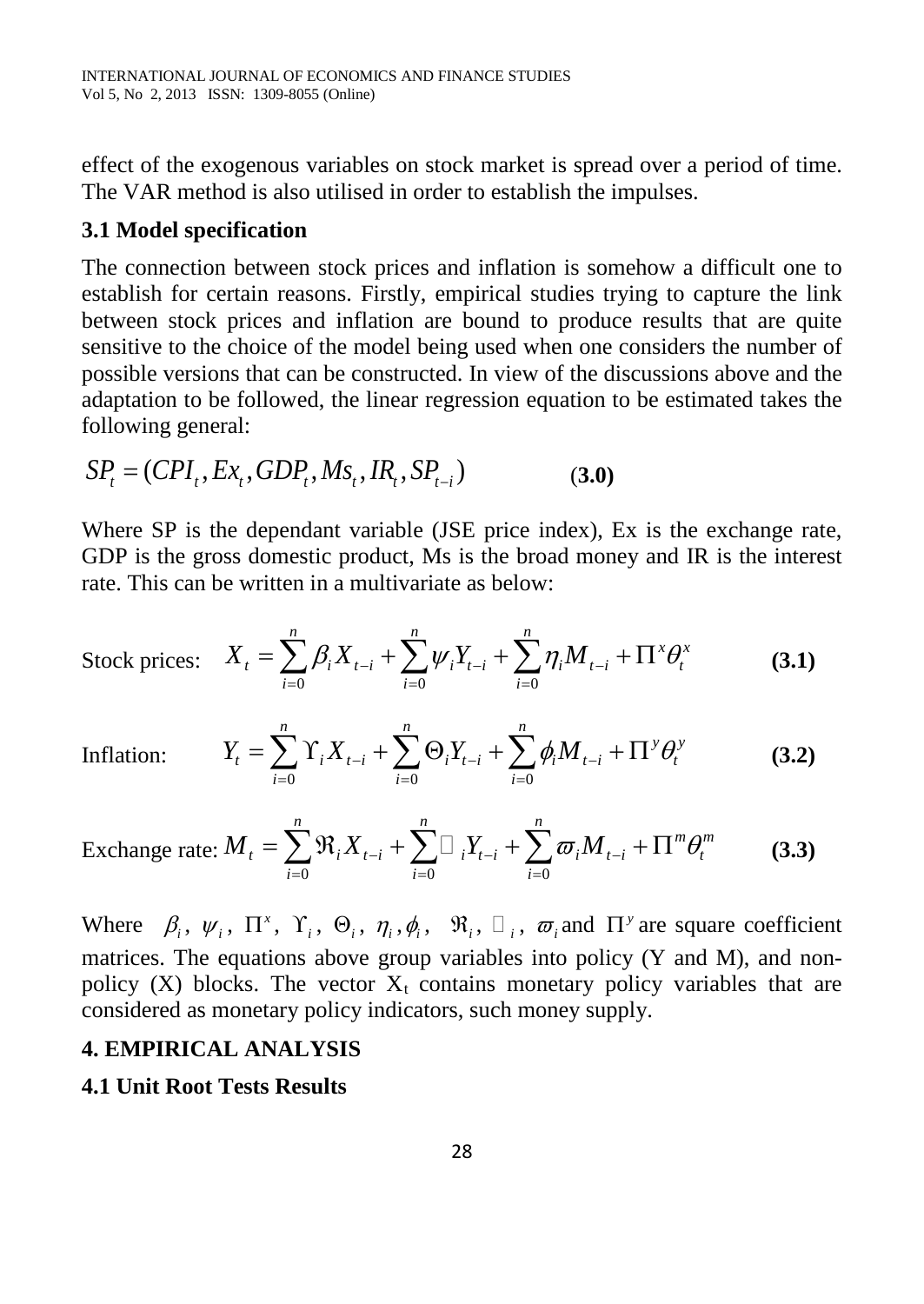effect of the exogenous variables on stock market is spread over a period of time. The VAR method is also utilised in order to establish the impulses.

### 3.1 Model specification

The connection between stock prices and inflation is somehow a difficult one to establish for certain reasons. Firstly, empirical studies trying to capture the link between stock prices and inflation are bound to produce results that are quite sensitive to the choice of the model being used when one considers the number of possible versions that can be constructed. In view of the discussions above and the adaptation to be followed, the linear regression equation to be estimated takes the following general:

$$SP_t = (CPI_t, Ex_t, GDP_t, Ms_t, IR_t, SP_{t-i}) \qquad \textbf{(3.0)}$$

Where SP is the dependant variable (JSE price index), Ex is the exchange rate, GDP is the gross domestic product, Ms is the broad money and IR is the interest rate. This can be written in a multivariate as below:

Stock prices: $$X_t = \sum_{i=0}^{n} \beta_i X_{t-i} + \sum_{i=0}^{n} \psi_i Y_{t-i} + \sum_{i=0}^{n} \eta_i M_{t-i} + \Pi^x \theta_t^x \qquad \textbf{(3.1)}$$

Inflation: $$Y_t = \sum_{i=0}^{n} \Upsilon_i X_{t-i} + \sum_{i=0}^{n} \Theta_i Y_{t-i} + \sum_{i=0}^{n} \phi_i M_{t-i} + \Pi^y \theta_t^y \qquad \textbf{(3.2)}$$

Exchange rate: $$M_t = \sum_{i=0}^{n} \Re_i X_{t-i} + \sum_{i=0}^{n} \square_i Y_{t-i} + \sum_{i=0}^{n} \varpi_i M_{t-i} + \Pi^m \theta_t^m \qquad \textbf{(3.3)}$$

Where $\beta_i$, $\psi_i$, $\Pi^x$, $\Upsilon_i$, $\Theta_i$, $\eta_i, \phi_i$, $\Re_i$, $\square_i$, $\varpi_i$ and $\Pi^y$ are square coefficient matrices. The equations above group variables into policy (Y and M), and non-policy (X) blocks. The vector $X_t$ contains monetary policy variables that are considered as monetary policy indicators, such money supply.

## 4. EMPIRICAL ANALYSIS

### 4.1 Unit Root Tests Results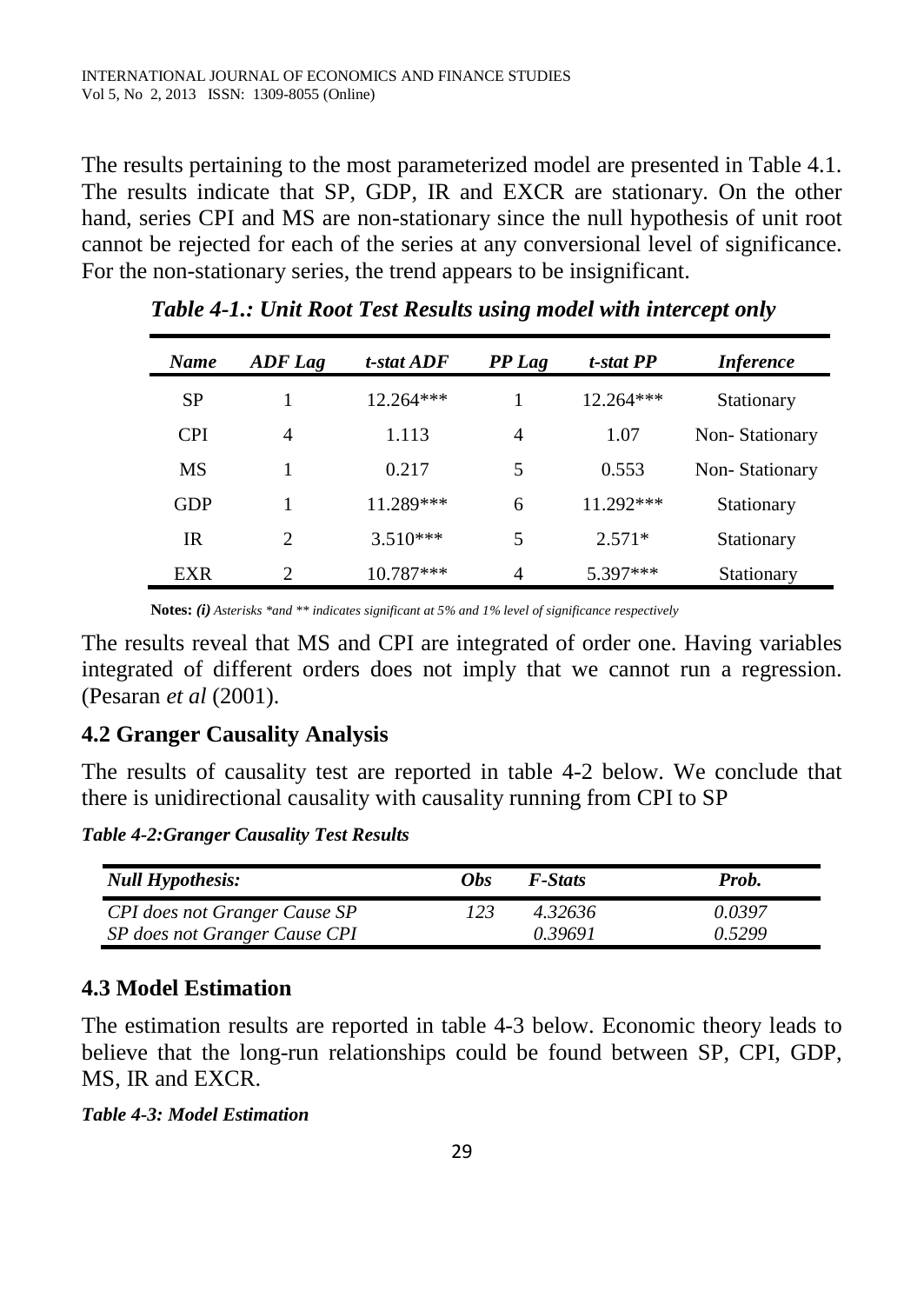The results pertaining to the most parameterized model are presented in Table 4.1. The results indicate that SP, GDP, IR and EXCR are stationary. On the other hand, series CPI and MS are non-stationary since the null hypothesis of unit root cannot be rejected for each of the series at any conversional level of significance. For the non-stationary series, the trend appears to be insignificant.

***Table 4-1.: Unit Root Test Results using model with intercept only***

| *Name* | *ADF Lag* | *t-stat ADF* | *PP Lag* | *t-stat PP* | *Inference* |
|---|---|---|---|---|---|
| SP | 1 | 12.264*** | 1 | 12.264*** | Stationary |
| CPI | 4 | 1.113 | 4 | 1.07 | Non- Stationary |
| MS | 1 | 0.217 | 5 | 0.553 | Non- Stationary |
| GDP | 1 | 11.289*** | 6 | 11.292*** | Stationary |
| IR | 2 | 3.510*** | 5 | 2.571* | Stationary |
| EXR | 2 | 10.787*** | 4 | 5.397*** | Stationary |

**Notes:** ***(i)*** *Asterisks *and ** indicates significant at 5% and 1% level of significance respectively*

The results reveal that MS and CPI are integrated of order one. Having variables integrated of different orders does not imply that we cannot run a regression. (Pesaran *et al* (2001).

## 4.2 Granger Causality Analysis

The results of causality test are reported in table 4-2 below. We conclude that there is unidirectional causality with causality running from CPI to SP

***Table 4-2:Granger Causality Test Results***

| *Null Hypothesis:* | *Obs* | *F-Stats* | *Prob.* |
|---|---|---|---|
| *CPI does not Granger Cause SP* | *123* | *4.32636* | *0.0397* |
| *SP does not Granger Cause CPI* | | *0.39691* | *0.5299* |

## 4.3 Model Estimation

The estimation results are reported in table 4-3 below. Economic theory leads to believe that the long-run relationships could be found between SP, CPI, GDP, MS, IR and EXCR.

***Table 4-3: Model Estimation***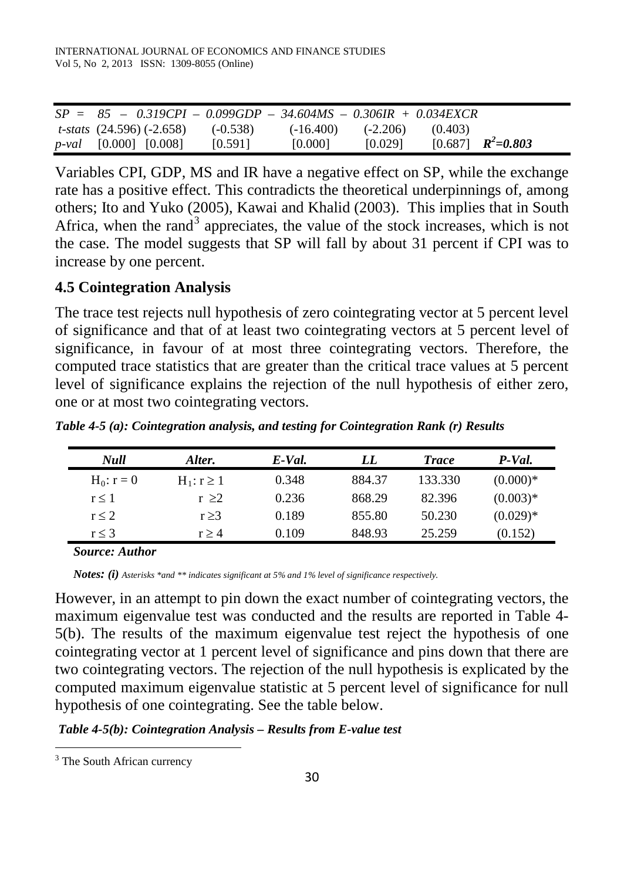$$SP = 85 - 0.319CPI - 0.099GDP - 34.604MS - 0.306IR + 0.034EXCR$$

| | | | | | | | |
|---|---|---|---|---|---|---|---|
| *t-stats* | (24.596) | (-2.658) | (-0.538) | (-16.400) | (-2.206) | (0.403) | |
| *p-val* | [0.000] | [0.008] | [0.591] | [0.000] | [0.029] | [0.687] | $R^2$=0.803 |

Variables CPI, GDP, MS and IR have a negative effect on SP, while the exchange rate has a positive effect. This contradicts the theoretical underpinnings of, among others; Ito and Yuko (2005), Kawai and Khalid (2003). This implies that in South Africa, when the rand[3] appreciates, the value of the stock increases, which is not the case. The model suggests that SP will fall by about 31 percent if CPI was to increase by one percent.

### 4.5 Cointegration Analysis

The trace test rejects null hypothesis of zero cointegrating vector at 5 percent level of significance and that of at least two cointegrating vectors at 5 percent level of significance, in favour of at most three cointegrating vectors. Therefore, the computed trace statistics that are greater than the critical trace values at 5 percent level of significance explains the rejection of the null hypothesis of either zero, one or at most two cointegrating vectors.

***Table 4-5 (a): Cointegration analysis, and testing for Cointegration Rank (r) Results***

| *Null* | *Alter.* | *E-Val.* | *LL* | *Trace* | *P-Val.* |
|---|---|---|---|---|---|
| $H_0: r = 0$ | $H_1: r \geq 1$ | 0.348 | 884.37 | 133.330 | (0.000)* |
| $r \leq 1$ | $r \geq 2$ | 0.236 | 868.29 | 82.396 | (0.003)* |
| $r \leq 2$ | $r \geq 3$ | 0.189 | 855.80 | 50.230 | (0.029)* |
| $r \leq 3$ | $r \geq 4$ | 0.109 | 848.93 | 25.259 | (0.152) |

***Source: Author***

***Notes: (i)*** *Asterisks *and ** indicates significant at 5% and 1% level of significance respectively.*

However, in an attempt to pin down the exact number of cointegrating vectors, the maximum eigenvalue test was conducted and the results are reported in Table 4-5(b). The results of the maximum eigenvalue test reject the hypothesis of one cointegrating vector at 1 percent level of significance and pins down that there are two cointegrating vectors. The rejection of the null hypothesis is explicated by the computed maximum eigenvalue statistic at 5 percent level of significance for null hypothesis of one cointegrating. See the table below.

***Table 4-5(b): Cointegration Analysis – Results from E-value test***

[3] The South African currency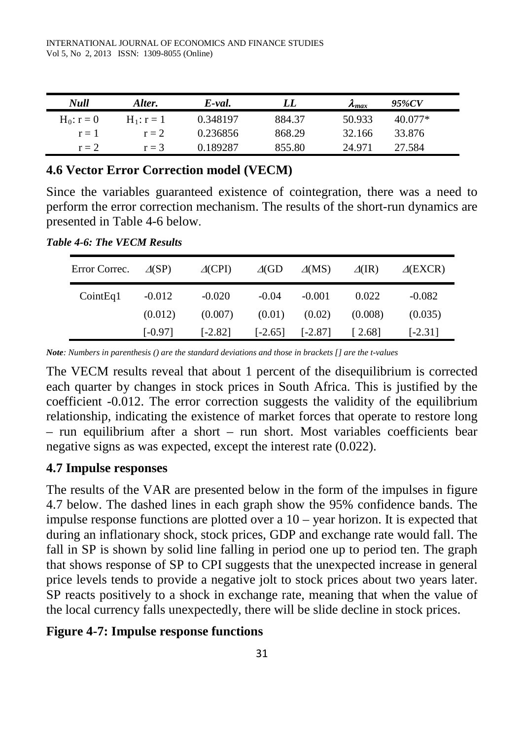| *Null* | *Alter.* | *E-val.* | *LL* | $\lambda_{max}$ | *95%CV* |
|---|---|---|---|---|---|
| $H_0$: r = 0 | $H_1$: r = 1 | 0.348197 | 884.37 | 50.933 | 40.077* |
| r = 1 | r = 2 | 0.236856 | 868.29 | 32.166 | 33.876 |
| r = 2 | r = 3 | 0.189287 | 855.80 | 24.971 | 27.584 |

## 4.6 Vector Error Correction model (VECM)

Since the variables guaranteed existence of cointegration, there was a need to perform the error correction mechanism. The results of the short-run dynamics are presented in Table 4-6 below.

***Table 4-6: The VECM Results***

| Error Correc. | $\Delta$(SP) | $\Delta$(CPI) | $\Delta$(GD | $\Delta$(MS) | $\Delta$(IR) | $\Delta$(EXCR) |
|---|---|---|---|---|---|---|
| CointEq1 | -0.012 | -0.020 | -0.04 | -0.001 | 0.022 | -0.082 |
| | (0.012) | (0.007) | (0.01) | (0.02) | (0.008) | (0.035) |
| | [-0.97] | [-2.82] | [-2.65] | [-2.87] | [ 2.68] | [-2.31] |

***Note**: Numbers in parenthesis () are the standard deviations and those in brackets [] are the t-values*

The VECM results reveal that about 1 percent of the disequilibrium is corrected each quarter by changes in stock prices in South Africa. This is justified by the coefficient -0.012. The error correction suggests the validity of the equilibrium relationship, indicating the existence of market forces that operate to restore long – run equilibrium after a short – run short. Most variables coefficients bear negative signs as was expected, except the interest rate (0.022).

## 4.7 Impulse responses

The results of the VAR are presented below in the form of the impulses in figure 4.7 below. The dashed lines in each graph show the 95% confidence bands. The impulse response functions are plotted over a 10 – year horizon. It is expected that during an inflationary shock, stock prices, GDP and exchange rate would fall. The fall in SP is shown by solid line falling in period one up to period ten. The graph that shows response of SP to CPI suggests that the unexpected increase in general price levels tends to provide a negative jolt to stock prices about two years later. SP reacts positively to a shock in exchange rate, meaning that when the value of the local currency falls unexpectedly, there will be slide decline in stock prices.

## Figure 4-7: Impulse response functions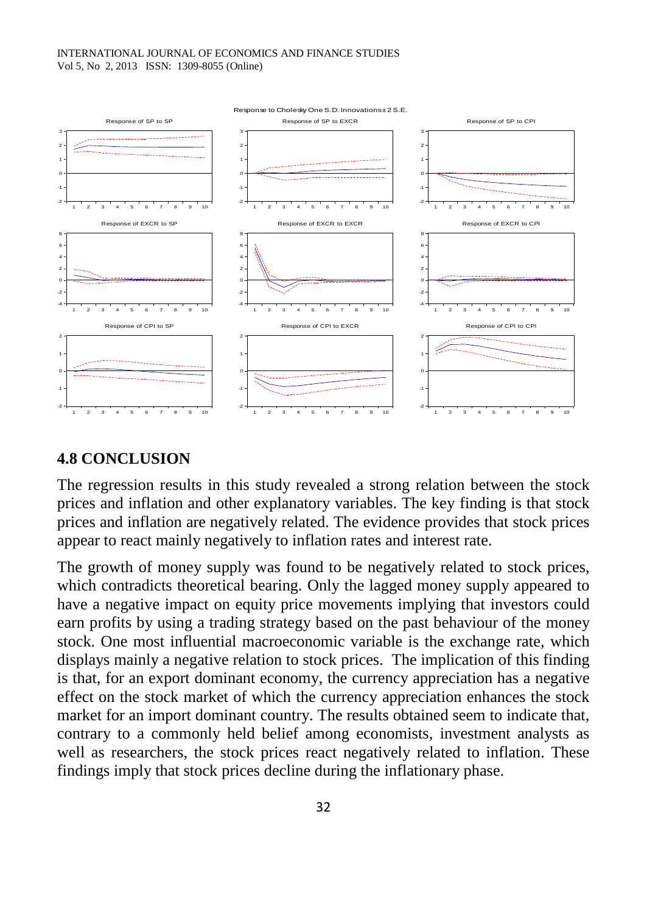Response to Cholesky One S.D. Innovations ± 2 S.E.

## 4.8 CONCLUSION

The regression results in this study revealed a strong relation between the stock prices and inflation and other explanatory variables. The key finding is that stock prices and inflation are negatively related. The evidence provides that stock prices appear to react mainly negatively to inflation rates and interest rate.

The growth of money supply was found to be negatively related to stock prices, which contradicts theoretical bearing. Only the lagged money supply appeared to have a negative impact on equity price movements implying that investors could earn profits by using a trading strategy based on the past behaviour of the money stock. One most influential macroeconomic variable is the exchange rate, which displays mainly a negative relation to stock prices. The implication of this finding is that, for an export dominant economy, the currency appreciation has a negative effect on the stock market of which the currency appreciation enhances the stock market for an import dominant country. The results obtained seem to indicate that, contrary to a commonly held belief among economists, investment analysts as well as researchers, the stock prices react negatively related to inflation. These findings imply that stock prices decline during the inflationary phase.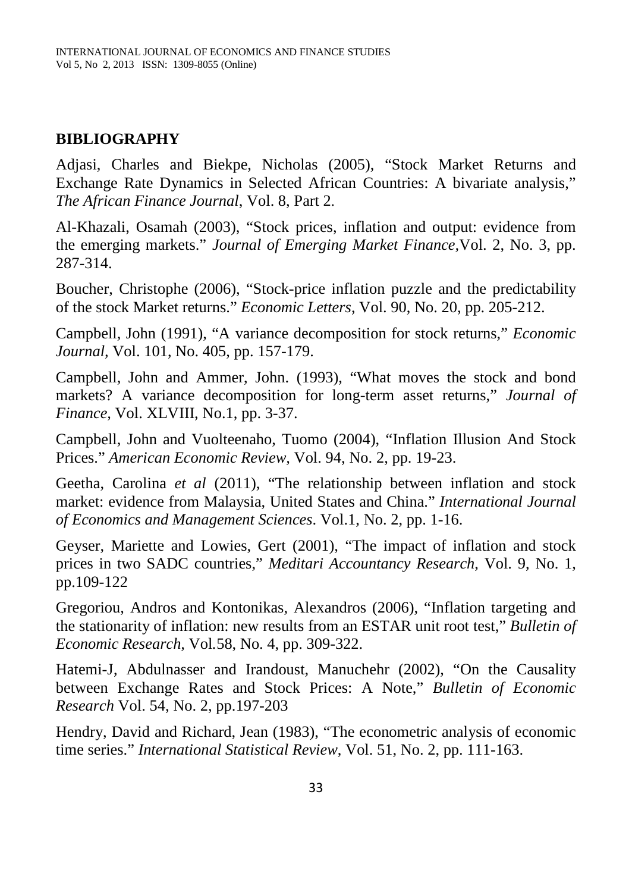## BIBLIOGRAPHY

Adjasi, Charles and Biekpe, Nicholas (2005), "Stock Market Returns and Exchange Rate Dynamics in Selected African Countries: A bivariate analysis," *The African Finance Journal*, Vol. 8, Part 2.

Al-Khazali, Osamah (2003), "Stock prices, inflation and output: evidence from the emerging markets." *Journal of Emerging Market Finance*,Vol. 2, No. 3, pp. 287-314.

Boucher, Christophe (2006), "Stock-price inflation puzzle and the predictability of the stock Market returns." *Economic Letters*, Vol. 90, No. 20, pp. 205-212.

Campbell, John (1991), "A variance decomposition for stock returns," *Economic Journal,* Vol. 101, No. 405, pp. 157-179.

Campbell, John and Ammer, John. (1993), "What moves the stock and bond markets? A variance decomposition for long-term asset returns," *Journal of Finance*, Vol. XLVIII, No.1, pp. 3-37.

Campbell, John and Vuolteenaho, Tuomo (2004), "Inflation Illusion And Stock Prices." *American Economic Review*, Vol. 94, No. 2, pp. 19-23.

Geetha, Carolina *et al* (2011), "The relationship between inflation and stock market: evidence from Malaysia, United States and China." *International Journal of Economics and Management Sciences*. Vol.1, No. 2, pp. 1-16.

Geyser, Mariette and Lowies, Gert (2001), "The impact of inflation and stock prices in two SADC countries," *Meditari Accountancy Research*, Vol. 9, No. 1, pp.109-122

Gregoriou, Andros and Kontonikas, Alexandros (2006), "Inflation targeting and the stationarity of inflation: new results from an ESTAR unit root test," *Bulletin of Economic Research*, Vol.58, No. 4, pp. 309-322.

Hatemi-J, Abdulnasser and Irandoust, Manuchehr (2002), "On the Causality between Exchange Rates and Stock Prices: A Note," *Bulletin of Economic Research* Vol. 54, No. 2, pp.197-203

Hendry, David and Richard, Jean (1983), "The econometric analysis of economic time series." *International Statistical Review*, Vol. 51, No. 2, pp. 111-163.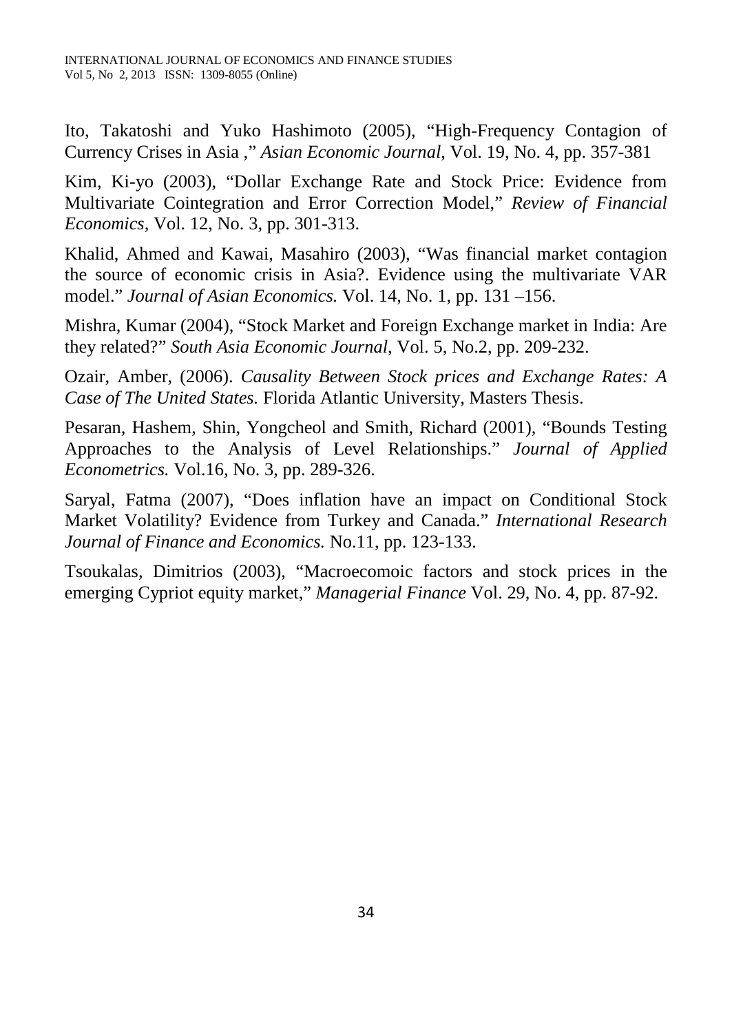Ito, Takatoshi and Yuko Hashimoto (2005), "High-Frequency Contagion of Currency Crises in Asia ," *Asian Economic Journal*, Vol. 19, No. 4, pp. 357-381

Kim, Ki-yo (2003), "Dollar Exchange Rate and Stock Price: Evidence from Multivariate Cointegration and Error Correction Model," *Review of Financial Economics*, Vol. 12, No. 3, pp. 301-313.

Khalid, Ahmed and Kawai, Masahiro (2003), "Was financial market contagion the source of economic crisis in Asia?. Evidence using the multivariate VAR model." *Journal of Asian Economics.* Vol. 14, No. 1, pp. 131 –156.

Mishra, Kumar (2004), "Stock Market and Foreign Exchange market in India: Are they related?" *South Asia Economic Journal*, Vol. 5, No.2, pp. 209-232.

Ozair, Amber, (2006). *Causality Between Stock prices and Exchange Rates: A Case of The United States.* Florida Atlantic University, Masters Thesis.

Pesaran, Hashem, Shin, Yongcheol and Smith, Richard (2001), "Bounds Testing Approaches to the Analysis of Level Relationships." *Journal of Applied Econometrics.* Vol.16, No. 3, pp. 289-326.

Saryal, Fatma (2007), "Does inflation have an impact on Conditional Stock Market Volatility? Evidence from Turkey and Canada." *International Research Journal of Finance and Economics.* No.11, pp. 123-133.

Tsoukalas, Dimitrios (2003), "Macroecomoic factors and stock prices in the emerging Cypriot equity market," *Managerial Finance* Vol. 29, No. 4, pp. 87-92.